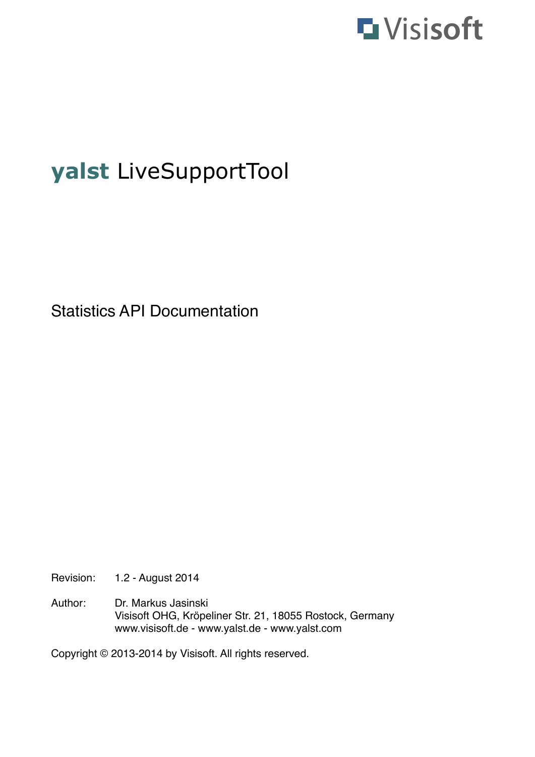Visisoft

# **yalst** LiveSupportTool

## Statistics API Documentation

Revision: 1.2 - August 2014

Author: Dr. Markus Jasinski
Visisoft OHG, Kröpeliner Str. 21, 18055 Rostock, Germany
www.visisoft.de - www.yalst.de - www.yalst.com

Copyright © 2013-2014 by Visisoft. All rights reserved.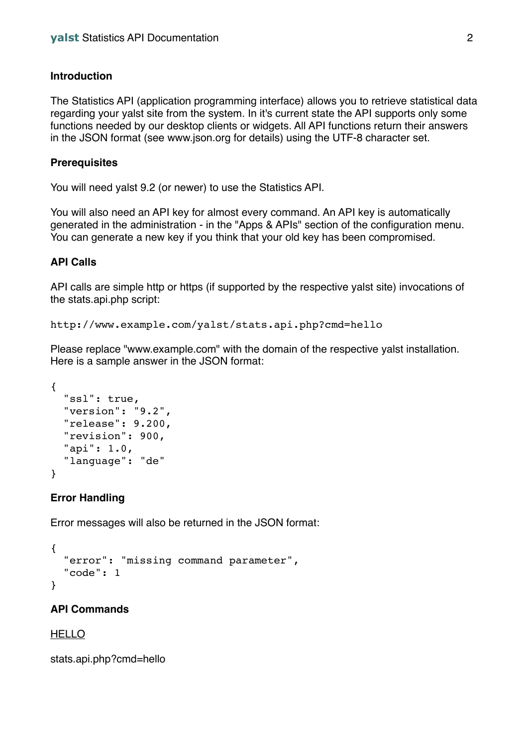## Introduction

The Statistics API (application programming interface) allows you to retrieve statistical data regarding your yalst site from the system. In it's current state the API supports only some functions needed by our desktop clients or widgets. All API functions return their answers in the JSON format (see www.json.org for details) using the UTF-8 character set.

## Prerequisites

You will need yalst 9.2 (or newer) to use the Statistics API.

You will also need an API key for almost every command. An API key is automatically generated in the administration - in the "Apps & APIs" section of the configuration menu. You can generate a new key if you think that your old key has been compromised.

## API Calls

API calls are simple http or https (if supported by the respective yalst site) invocations of the stats.api.php script:

```
http://www.example.com/yalst/stats.api.php?cmd=hello
```

Please replace "www.example.com" with the domain of the respective yalst installation. Here is a sample answer in the JSON format:

```
{
  "ssl": true,
  "version": "9.2",
  "release": 9.200,
  "revision": 900,
  "api": 1.0,
  "language": "de"
}
```

## Error Handling

Error messages will also be returned in the JSON format:

```
{
  "error": "missing command parameter",
  "code": 1
}
```

## API Commands

### HELLO

stats.api.php?cmd=hello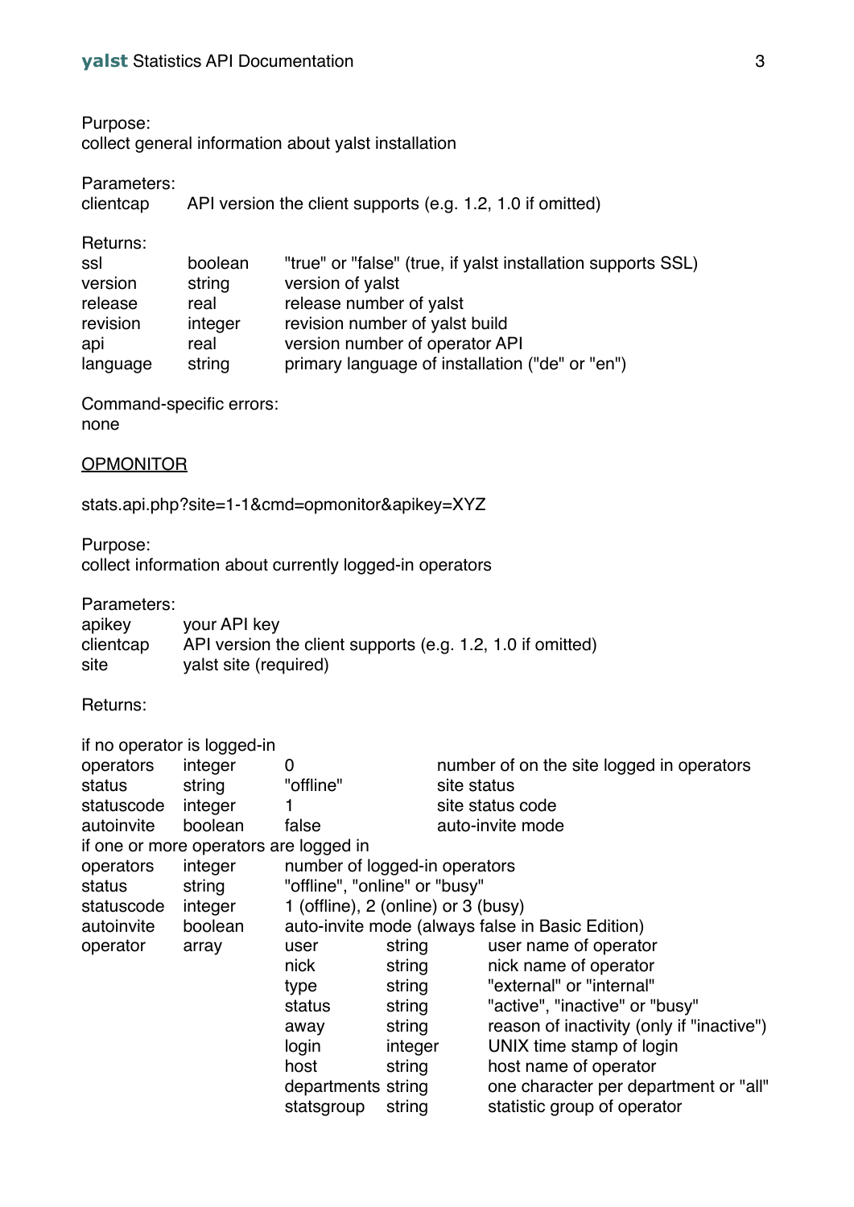Purpose:
collect general information about yalst installation

Parameters:

| | |
|---|---|
| clientcap | API version the client supports (e.g. 1.2, 1.0 if omitted) |

Returns:

| | | |
|---|---|---|
| ssl | boolean | "true" or "false" (true, if yalst installation supports SSL) |
| version | string | version of yalst |
| release | real | release number of yalst |
| revision | integer | revision number of yalst build |
| api | real | version number of operator API |
| language | string | primary language of installation ("de" or "en") |

Command-specific errors:
none

<u>OPMONITOR</u>

stats.api.php?site=1-1&cmd=opmonitor&apikey=XYZ

Purpose:
collect information about currently logged-in operators

Parameters:

| | |
|---|---|
| apikey | your API key |
| clientcap | API version the client supports (e.g. 1.2, 1.0 if omitted) |
| site | yalst site (required) |

Returns:

if no operator is logged-in

| | | | |
|---|---|---|---|
| operators | integer | 0 | number of on the site logged in operators |
| status | string | "offline" | site status |
| statuscode | integer | 1 | site status code |
| autoinvite | boolean | false | auto-invite mode |

if one or more operators are logged in

| | | | | |
|---|---|---|---|---|
| operators | integer | number of logged-in operators | | |
| status | string | "offline", "online" or "busy" | | |
| statuscode | integer | 1 (offline), 2 (online) or 3 (busy) | | |
| autoinvite | boolean | auto-invite mode (always false in Basic Edition) | | |
| operator | array | user | string | user name of operator |
| | | nick | string | nick name of operator |
| | | type | string | "external" or "internal" |
| | | status | string | "active", "inactive" or "busy" |
| | | away | string | reason of inactivity (only if "inactive") |
| | | login | integer | UNIX time stamp of login |
| | | host | string | host name of operator |
| | | departments | string | one character per department or "all" |
| | | statsgroup | string | statistic group of operator |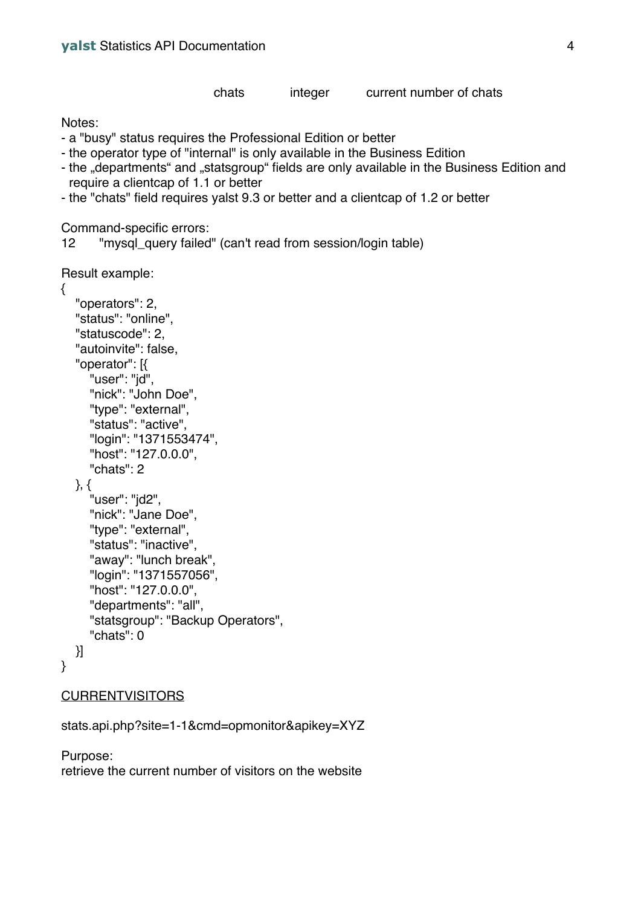| chats | integer | current number of chats |
|---|---|---|

Notes:
- a "busy" status requires the Professional Edition or better
- the operator type of "internal" is only available in the Business Edition
- the „departments“ and „statsgroup“ fields are only available in the Business Edition and require a clientcap of 1.1 or better
- the "chats" field requires yalst 9.3 or better and a clientcap of 1.2 or better

Command-specific errors:

12 "mysql_query failed" (can't read from session/login table)

Result example:

```
{
   "operators": 2,
   "status": "online",
   "statuscode": 2,
   "autoinvite": false,
   "operator": [{
      "user": "jd",
      "nick": "John Doe",
      "type": "external",
      "status": "active",
      "login": "1371553474",
      "host": "127.0.0.0",
      "chats": 2
   }, {
      "user": "jd2",
      "nick": "Jane Doe",
      "type": "external",
      "status": "inactive",
      "away": "lunch break",
      "login": "1371557056",
      "host": "127.0.0.0",
      "departments": "all",
      "statsgroup": "Backup Operators",
      "chats": 0
   }]
}
```

<u>CURRENTVISITORS</u>

stats.api.php?site=1-1&cmd=opmonitor&apikey=XYZ

Purpose:

retrieve the current number of visitors on the website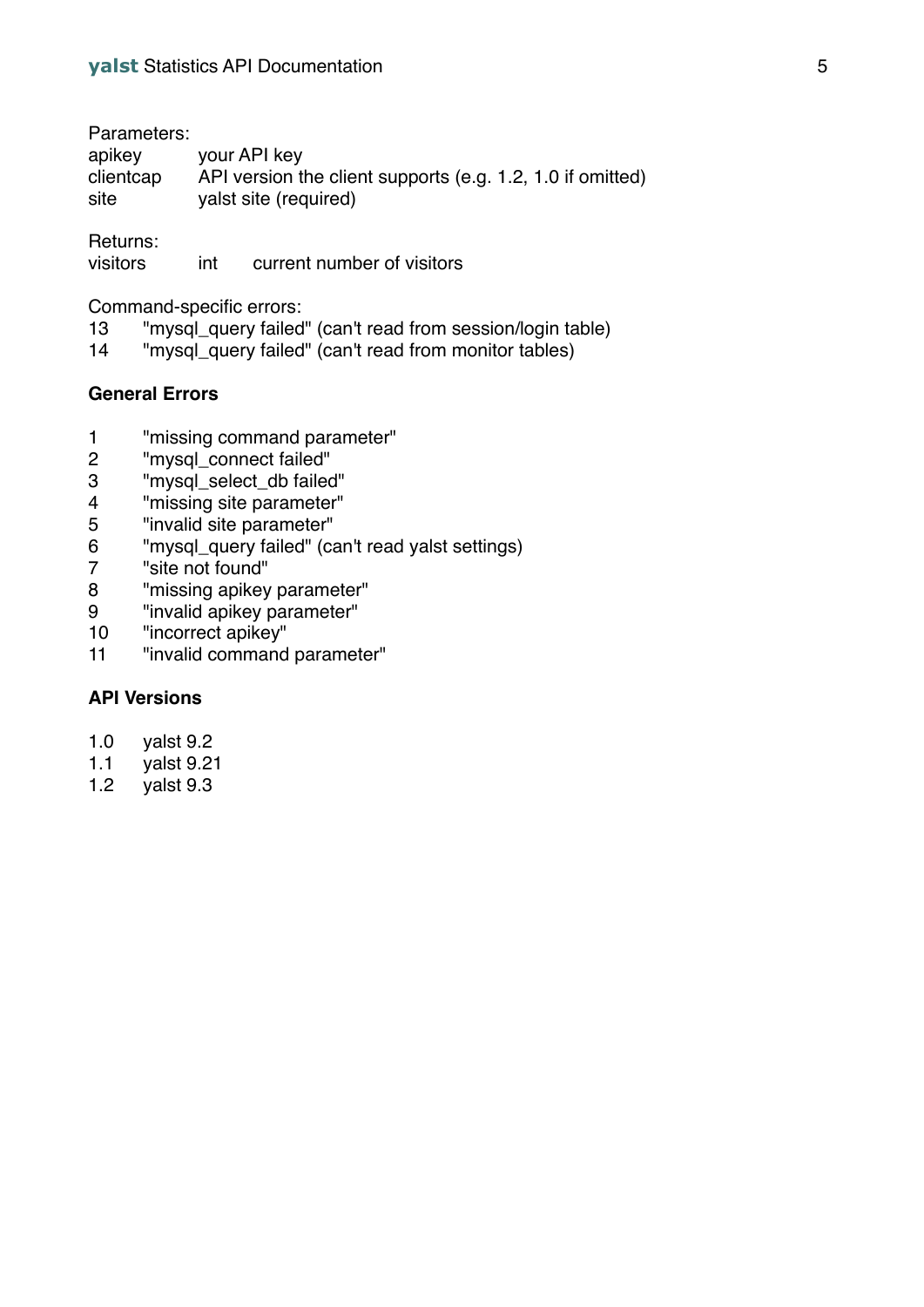Parameters:

| | |
|---|---|
| apikey | your API key |
| clientcap | API version the client supports (e.g. 1.2, 1.0 if omitted) |
| site | yalst site (required) |

Returns:

| | | |
|---|---|---|
| visitors | int | current number of visitors |

Command-specific errors:

| | |
|---|---|
| 13 | "mysql_query failed" (can't read from session/login table) |
| 14 | "mysql_query failed" (can't read from monitor tables) |

### General Errors

| | |
|---|---|
| 1 | "missing command parameter" |
| 2 | "mysql_connect failed" |
| 3 | "mysql_select_db failed" |
| 4 | "missing site parameter" |
| 5 | "invalid site parameter" |
| 6 | "mysql_query failed" (can't read yalst settings) |
| 7 | "site not found" |
| 8 | "missing apikey parameter" |
| 9 | "invalid apikey parameter" |
| 10 | "incorrect apikey" |
| 11 | "invalid command parameter" |

### API Versions

| | |
|---|---|
| 1.0 | yalst 9.2 |
| 1.1 | yalst 9.21 |
| 1.2 | yalst 9.3 |